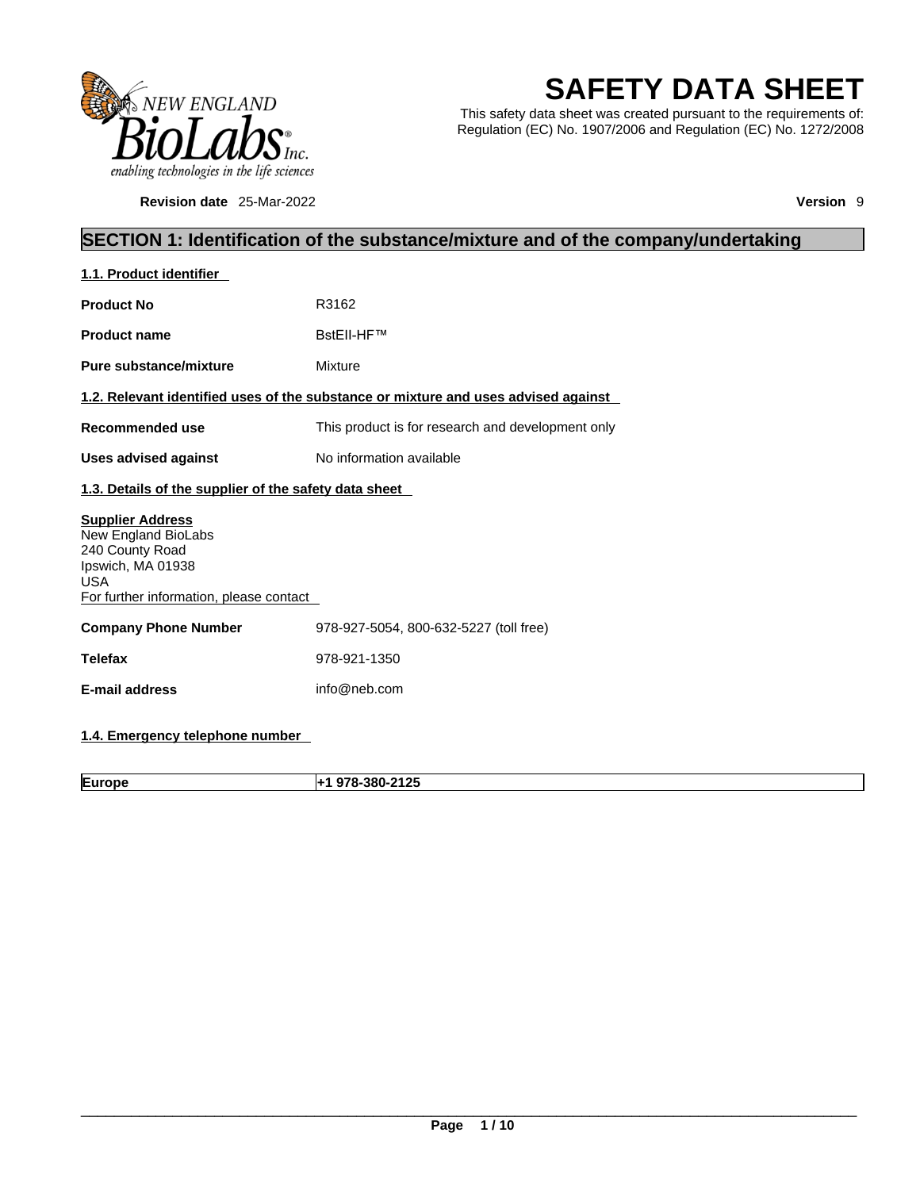# SAFETY DATA SHEET

This safety data sheet was created pursuant to the requirements of: Regulation (EC) No. 1907/2006 and Regulation (EC) No. 1272/2008

**Revision date** 25-Mar-2022 **Version** 9

## SECTION 1: Identification of the substance/mixture and of the company/undertaking

### 1.1. Product identifier

**Product No** R3162

**Product name** BstEII-HF™

**Pure substance/mixture** Mixture

### 1.2. Relevant identified uses of the substance or mixture and uses advised against

**Recommended use** This product is for research and development only

**Uses advised against** No information available

### 1.3. Details of the supplier of the safety data sheet

**Supplier Address**
New England BioLabs
240 County Road
Ipswich, MA 01938
USA
For further information, please contact

**Company Phone Number** 978-927-5054, 800-632-5227 (toll free)

**Telefax** 978-921-1350

**E-mail address** info@neb.com

### 1.4. Emergency telephone number

| Europe | +1 978-380-2125 |
|---|---|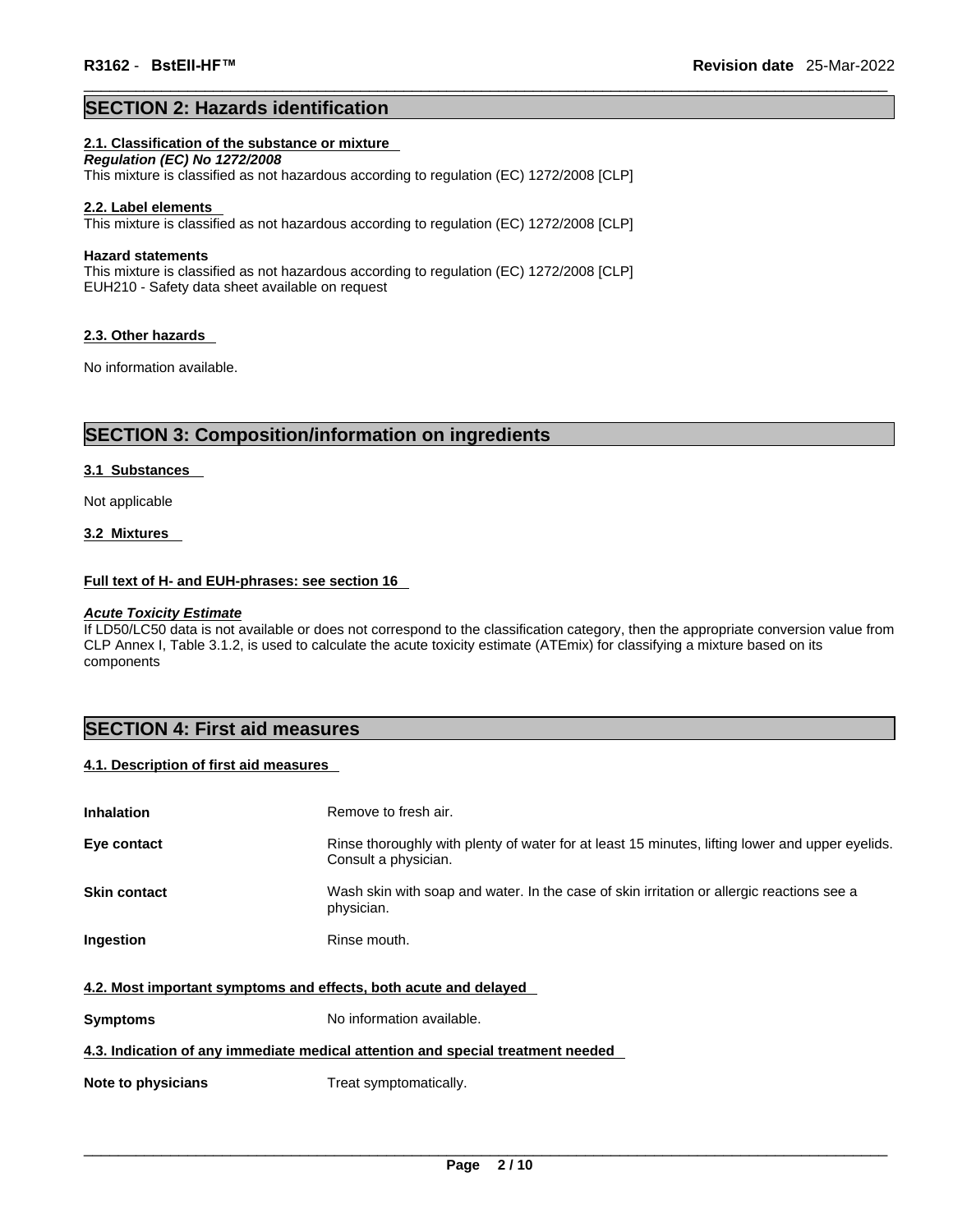## SECTION 2: Hazards identification

### 2.1. Classification of the substance or mixture

***Regulation (EC) No 1272/2008***

This mixture is classified as not hazardous according to regulation (EC) 1272/2008 [CLP]

### 2.2. Label elements

This mixture is classified as not hazardous according to regulation (EC) 1272/2008 [CLP]

**Hazard statements**

This mixture is classified as not hazardous according to regulation (EC) 1272/2008 [CLP]
EUH210 - Safety data sheet available on request

### 2.3. Other hazards

No information available.

## SECTION 3: Composition/information on ingredients

### 3.1 Substances

Not applicable

### 3.2 Mixtures

**Full text of H- and EUH-phrases: see section 16**

***Acute Toxicity Estimate***

If LD50/LC50 data is not available or does not correspond to the classification category, then the appropriate conversion value from CLP Annex I, Table 3.1.2, is used to calculate the acute toxicity estimate (ATEmix) for classifying a mixture based on its components

## SECTION 4: First aid measures

### 4.1. Description of first aid measures

| | |
|---|---|
| **Inhalation** | Remove to fresh air. |
| **Eye contact** | Rinse thoroughly with plenty of water for at least 15 minutes, lifting lower and upper eyelids. Consult a physician. |
| **Skin contact** | Wash skin with soap and water. In the case of skin irritation or allergic reactions see a physician. |
| **Ingestion** | Rinse mouth. |

### 4.2. Most important symptoms and effects, both acute and delayed

| | |
|---|---|
| **Symptoms** | No information available. |

### 4.3. Indication of any immediate medical attention and special treatment needed

| | |
|---|---|
| **Note to physicians** | Treat symptomatically. |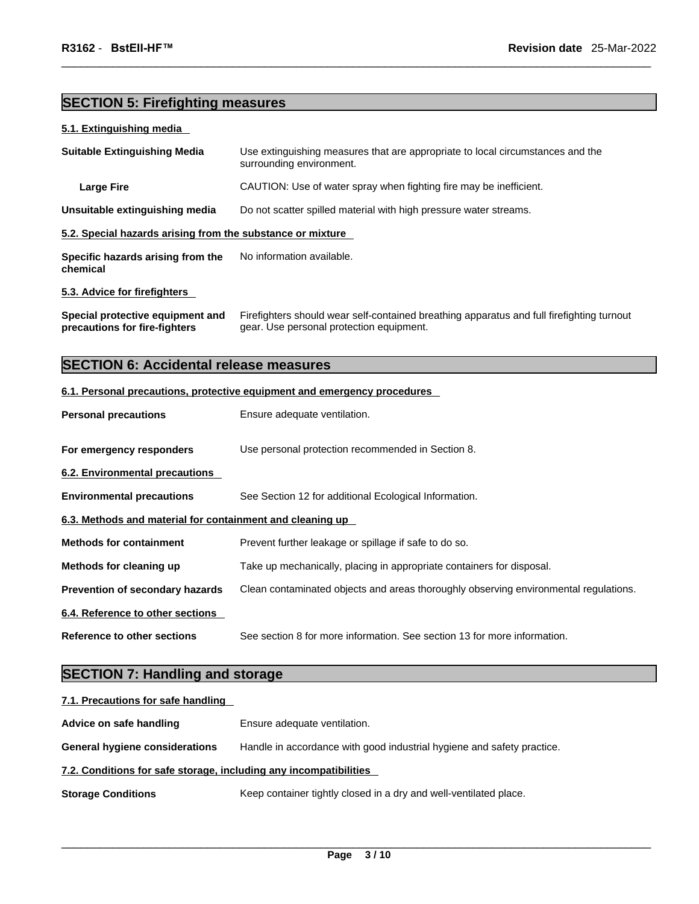## SECTION 5: Firefighting measures

### 5.1. Extinguishing media

| | |
|---|---|
| **Suitable Extinguishing Media** | Use extinguishing measures that are appropriate to local circumstances and the surrounding environment. |
| **Large Fire** | CAUTION: Use of water spray when fighting fire may be inefficient. |
| **Unsuitable extinguishing media** | Do not scatter spilled material with high pressure water streams. |

### 5.2. Special hazards arising from the substance or mixture

| | |
|---|---|
| **Specific hazards arising from the chemical** | No information available. |

### 5.3. Advice for firefighters

| | |
|---|---|
| **Special protective equipment and precautions for fire-fighters** | Firefighters should wear self-contained breathing apparatus and full firefighting turnout gear. Use personal protection equipment. |

## SECTION 6: Accidental release measures

### 6.1. Personal precautions, protective equipment and emergency procedures

| | |
|---|---|
| **Personal precautions** | Ensure adequate ventilation. |
| **For emergency responders** | Use personal protection recommended in Section 8. |

### 6.2. Environmental precautions

| | |
|---|---|
| **Environmental precautions** | See Section 12 for additional Ecological Information. |

### 6.3. Methods and material for containment and cleaning up

| | |
|---|---|
| **Methods for containment** | Prevent further leakage or spillage if safe to do so. |
| **Methods for cleaning up** | Take up mechanically, placing in appropriate containers for disposal. |
| **Prevention of secondary hazards** | Clean contaminated objects and areas thoroughly observing environmental regulations. |

### 6.4. Reference to other sections

| | |
|---|---|
| **Reference to other sections** | See section 8 for more information. See section 13 for more information. |

## SECTION 7: Handling and storage

### 7.1. Precautions for safe handling

| | |
|---|---|
| **Advice on safe handling** | Ensure adequate ventilation. |
| **General hygiene considerations** | Handle in accordance with good industrial hygiene and safety practice. |

### 7.2. Conditions for safe storage, including any incompatibilities

| | |
|---|---|
| **Storage Conditions** | Keep container tightly closed in a dry and well-ventilated place. |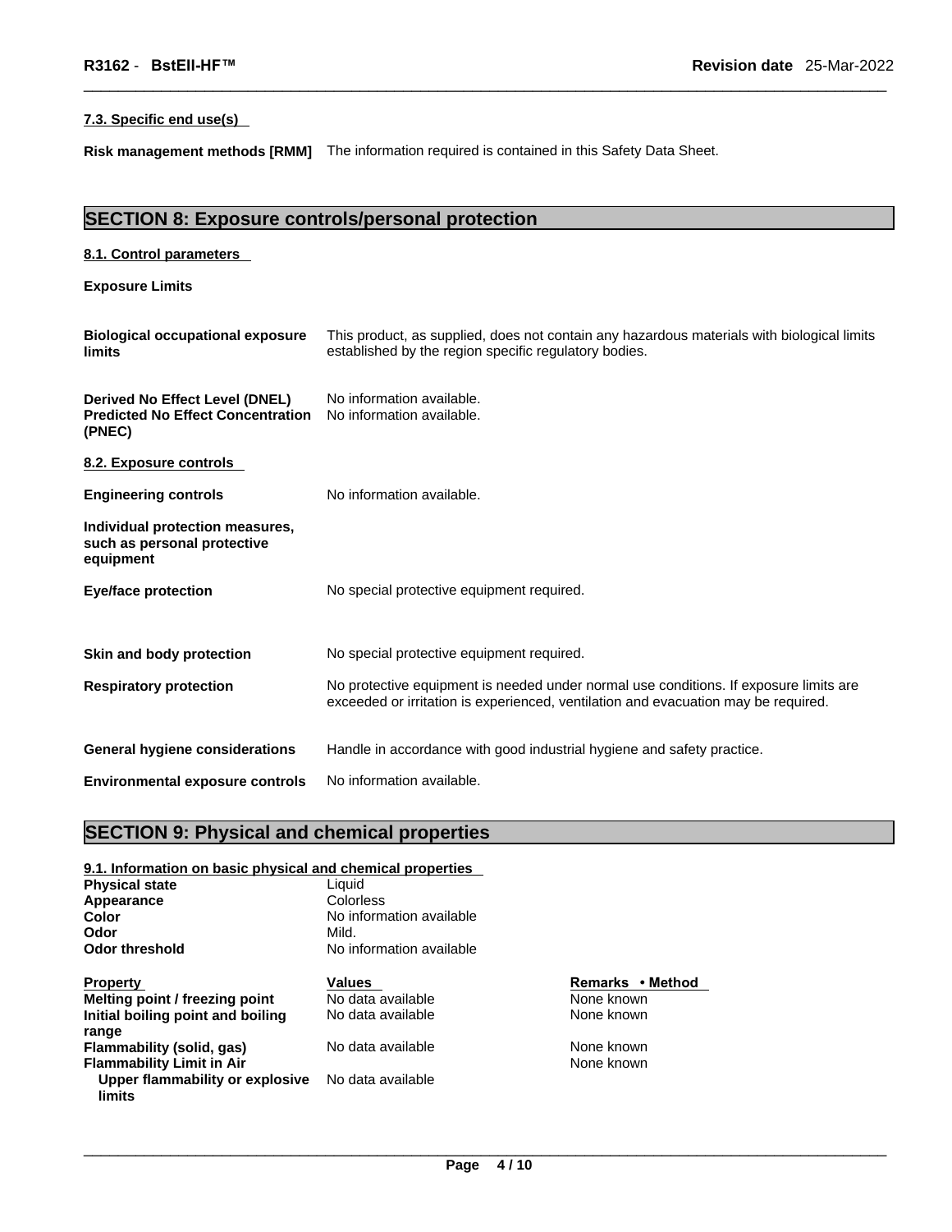**7.3. Specific end use(s)**

**Risk management methods [RMM]** The information required is contained in this Safety Data Sheet.

## SECTION 8: Exposure controls/personal protection

**8.1. Control parameters**

**Exposure Limits**

**Biological occupational exposure limits** This product, as supplied, does not contain any hazardous materials with biological limits established by the region specific regulatory bodies.

**Derived No Effect Level (DNEL)** No information available.
**Predicted No Effect Concentration (PNEC)** No information available.

**8.2. Exposure controls**

**Engineering controls** No information available.

**Individual protection measures, such as personal protective equipment**

**Eye/face protection** No special protective equipment required.

**Skin and body protection** No special protective equipment required.

**Respiratory protection** No protective equipment is needed under normal use conditions. If exposure limits are exceeded or irritation is experienced, ventilation and evacuation may be required.

**General hygiene considerations** Handle in accordance with good industrial hygiene and safety practice.

**Environmental exposure controls** No information available.

## SECTION 9: Physical and chemical properties

**9.1. Information on basic physical and chemical properties**

**Physical state** Liquid
**Appearance** Colorless
**Color** No information available
**Odor** Mild.
**Odor threshold** No information available

| Property | Values | Remarks • Method |
|---|---|---|
| Melting point / freezing point | No data available | None known |
| Initial boiling point and boiling range | No data available | None known |
| Flammability (solid, gas) | No data available | None known |
| Flammability Limit in Air | | None known |
| Upper flammability or explosive limits | No data available | |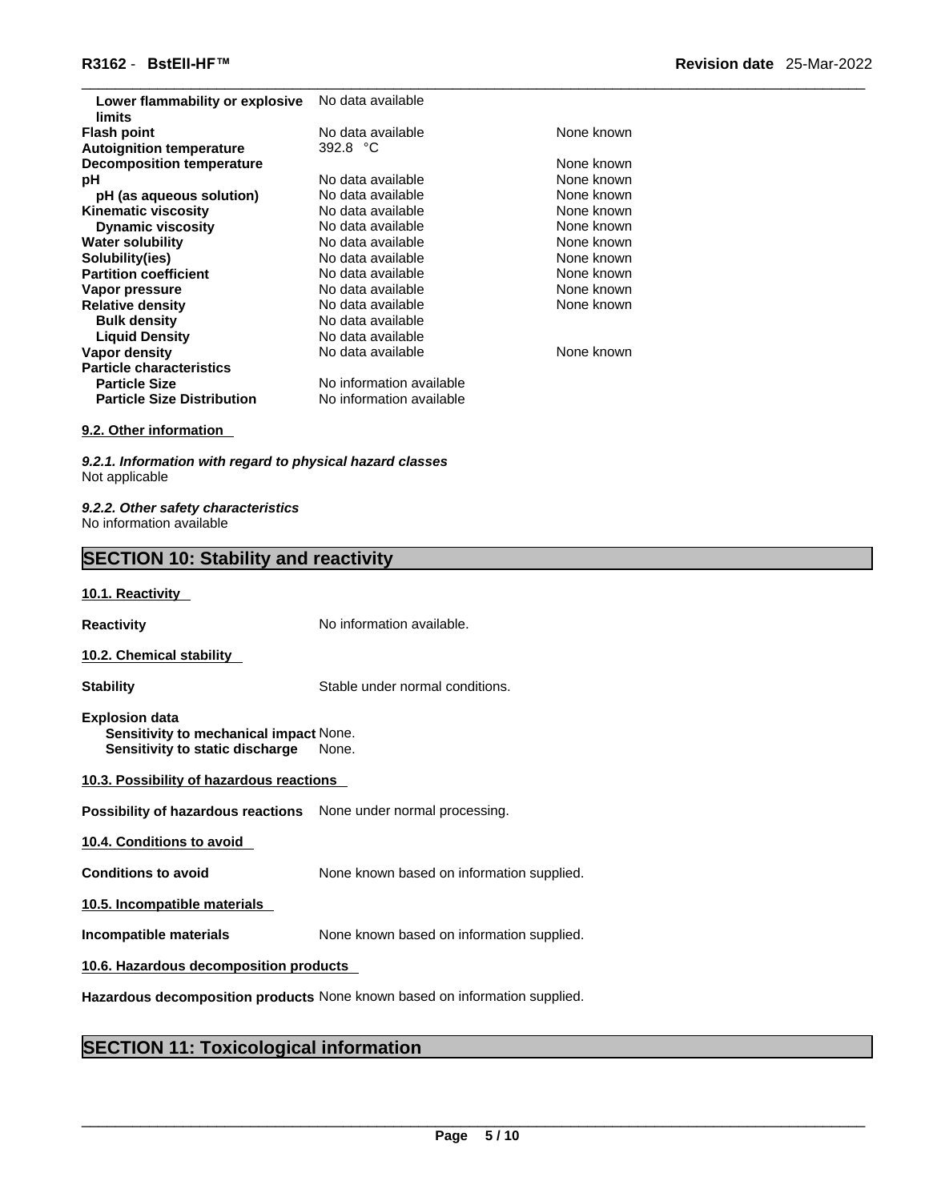| | | |
|---|---|---|
| **Lower flammability or explosive limits** | No data available | |
| **Flash point** | No data available | None known |
| **Autoignition temperature** | 392.8 °C | |
| **Decomposition temperature** | | None known |
| **pH** | No data available | None known |
| **pH (as aqueous solution)** | No data available | None known |
| **Kinematic viscosity** | No data available | None known |
| **Dynamic viscosity** | No data available | None known |
| **Water solubility** | No data available | None known |
| **Solubility(ies)** | No data available | None known |
| **Partition coefficient** | No data available | None known |
| **Vapor pressure** | No data available | None known |
| **Relative density** | No data available | None known |
| **Bulk density** | No data available | |
| **Liquid Density** | No data available | |
| **Vapor density** | No data available | None known |
| **Particle characteristics** | | |
| **Particle Size** | No information available | |
| **Particle Size Distribution** | No information available | |

**9.2. Other information**

***9.2.1. Information with regard to physical hazard classes***
Not applicable

***9.2.2. Other safety characteristics***
No information available

## SECTION 10: Stability and reactivity

**10.1. Reactivity**

**Reactivity** No information available.

**10.2. Chemical stability**

**Stability** Stable under normal conditions.

**Explosion data**
**Sensitivity to mechanical impact** None.
**Sensitivity to static discharge** None.

**10.3. Possibility of hazardous reactions**

**Possibility of hazardous reactions** None under normal processing.

**10.4. Conditions to avoid**

**Conditions to avoid** None known based on information supplied.

**10.5. Incompatible materials**

**Incompatible materials** None known based on information supplied.

**10.6. Hazardous decomposition products**

**Hazardous decomposition products** None known based on information supplied.

## SECTION 11: Toxicological information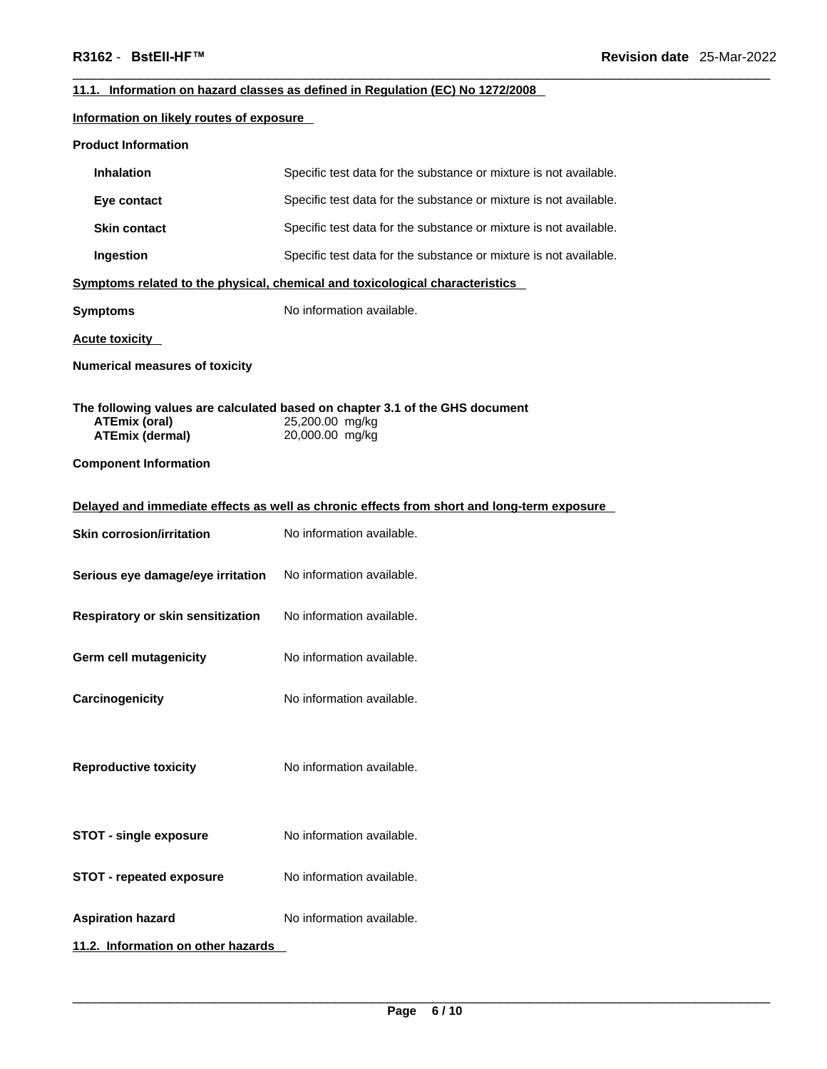### 11.1. Information on hazard classes as defined in Regulation (EC) No 1272/2008

**Information on likely routes of exposure**

**Product Information**

| | |
|---|---|
| **Inhalation** | Specific test data for the substance or mixture is not available. |
| **Eye contact** | Specific test data for the substance or mixture is not available. |
| **Skin contact** | Specific test data for the substance or mixture is not available. |
| **Ingestion** | Specific test data for the substance or mixture is not available. |

**Symptoms related to the physical, chemical and toxicological characteristics**

| | |
|---|---|
| **Symptoms** | No information available. |

**Acute toxicity**

**Numerical measures of toxicity**

**The following values are calculated based on chapter 3.1 of the GHS document**

| | |
|---|---|
| **ATEmix (oral)** | 25,200.00 mg/kg |
| **ATEmix (dermal)** | 20,000.00 mg/kg |

**Component Information**

**Delayed and immediate effects as well as chronic effects from short and long-term exposure**

| | |
|---|---|
| **Skin corrosion/irritation** | No information available. |
| **Serious eye damage/eye irritation** | No information available. |
| **Respiratory or skin sensitization** | No information available. |
| **Germ cell mutagenicity** | No information available. |
| **Carcinogenicity** | No information available. |
| **Reproductive toxicity** | No information available. |
| **STOT - single exposure** | No information available. |
| **STOT - repeated exposure** | No information available. |
| **Aspiration hazard** | No information available. |

### 11.2. Information on other hazards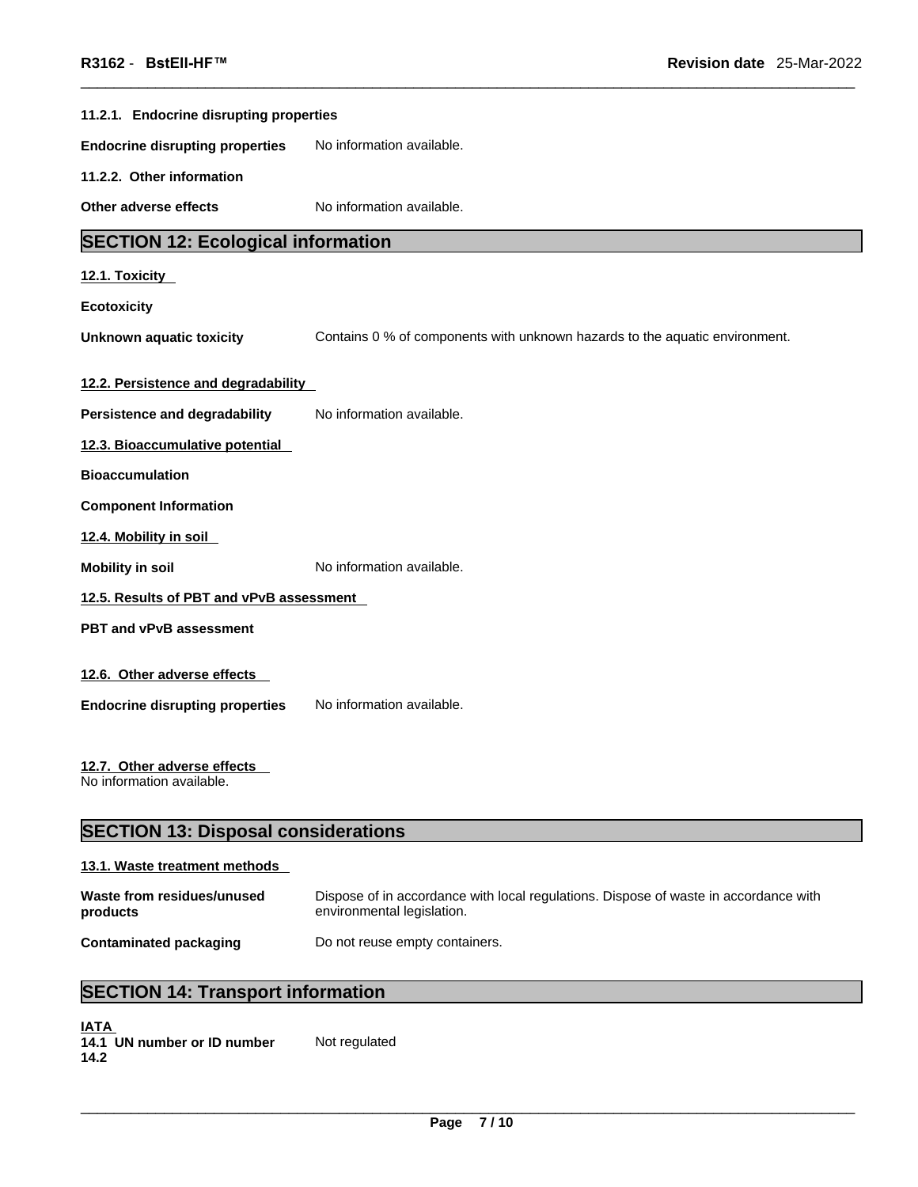#### 11.2.1. Endocrine disrupting properties

**Endocrine disrupting properties** No information available.

#### 11.2.2. Other information

**Other adverse effects** No information available.

## SECTION 12: Ecological information

### 12.1. Toxicity

**Ecotoxicity**

**Unknown aquatic toxicity** Contains 0 % of components with unknown hazards to the aquatic environment.

### 12.2. Persistence and degradability

**Persistence and degradability** No information available.

### 12.3. Bioaccumulative potential

**Bioaccumulation**

**Component Information**

### 12.4. Mobility in soil

**Mobility in soil** No information available.

### 12.5. Results of PBT and vPvB assessment

**PBT and vPvB assessment**

### 12.6. Other adverse effects

**Endocrine disrupting properties** No information available.

### 12.7. Other adverse effects

No information available.

## SECTION 13: Disposal considerations

### 13.1. Waste treatment methods

**Waste from residues/unused products** Dispose of in accordance with local regulations. Dispose of waste in accordance with environmental legislation.

**Contaminated packaging** Do not reuse empty containers.

## SECTION 14: Transport information

**IATA**

**14.1 UN number or ID number** Not regulated

**14.2**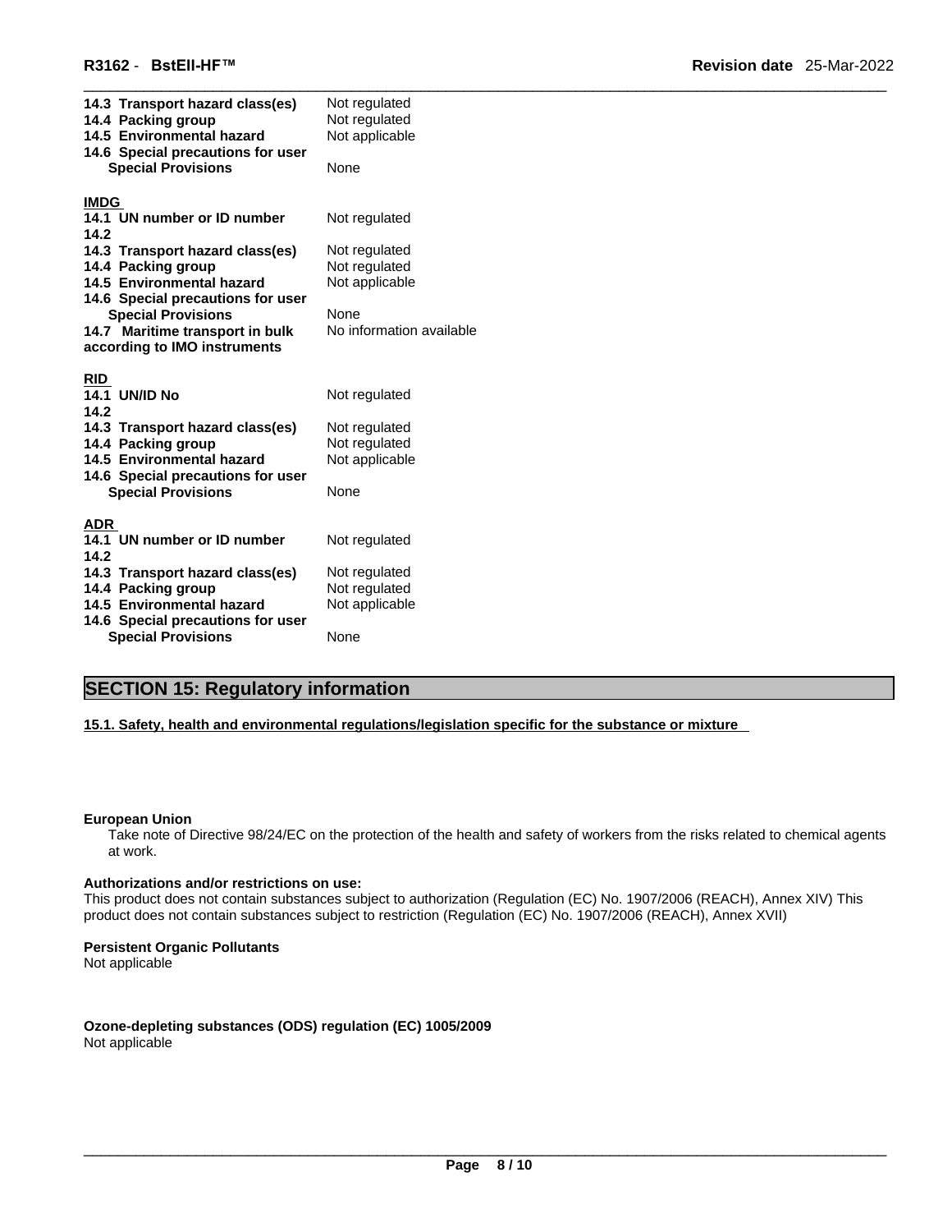| | |
|---|---|
| **14.3 Transport hazard class(es)** | Not regulated |
| **14.4 Packing group** | Not regulated |
| **14.5 Environmental hazard** | Not applicable |
| **14.6 Special precautions for user** | |
| **Special Provisions** | None |

**IMDG**

| | |
|---|---|
| **14.1 UN number or ID number** | Not regulated |
| **14.2** | |
| **14.3 Transport hazard class(es)** | Not regulated |
| **14.4 Packing group** | Not regulated |
| **14.5 Environmental hazard** | Not applicable |
| **14.6 Special precautions for user** | |
| **Special Provisions** | None |
| **14.7 Maritime transport in bulk according to IMO instruments** | No information available |

**RID**

| | |
|---|---|
| **14.1 UN/ID No** | Not regulated |
| **14.2** | |
| **14.3 Transport hazard class(es)** | Not regulated |
| **14.4 Packing group** | Not regulated |
| **14.5 Environmental hazard** | Not applicable |
| **14.6 Special precautions for user** | |
| **Special Provisions** | None |

**ADR**

| | |
|---|---|
| **14.1 UN number or ID number** | Not regulated |
| **14.2** | |
| **14.3 Transport hazard class(es)** | Not regulated |
| **14.4 Packing group** | Not regulated |
| **14.5 Environmental hazard** | Not applicable |
| **14.6 Special precautions for user** | |
| **Special Provisions** | None |

## SECTION 15: Regulatory information

**15.1. Safety, health and environmental regulations/legislation specific for the substance or mixture**

**European Union**

Take note of Directive 98/24/EC on the protection of the health and safety of workers from the risks related to chemical agents at work.

**Authorizations and/or restrictions on use:**

This product does not contain substances subject to authorization (Regulation (EC) No. 1907/2006 (REACH), Annex XIV) This product does not contain substances subject to restriction (Regulation (EC) No. 1907/2006 (REACH), Annex XVII)

**Persistent Organic Pollutants**

Not applicable

**Ozone-depleting substances (ODS) regulation (EC) 1005/2009**

Not applicable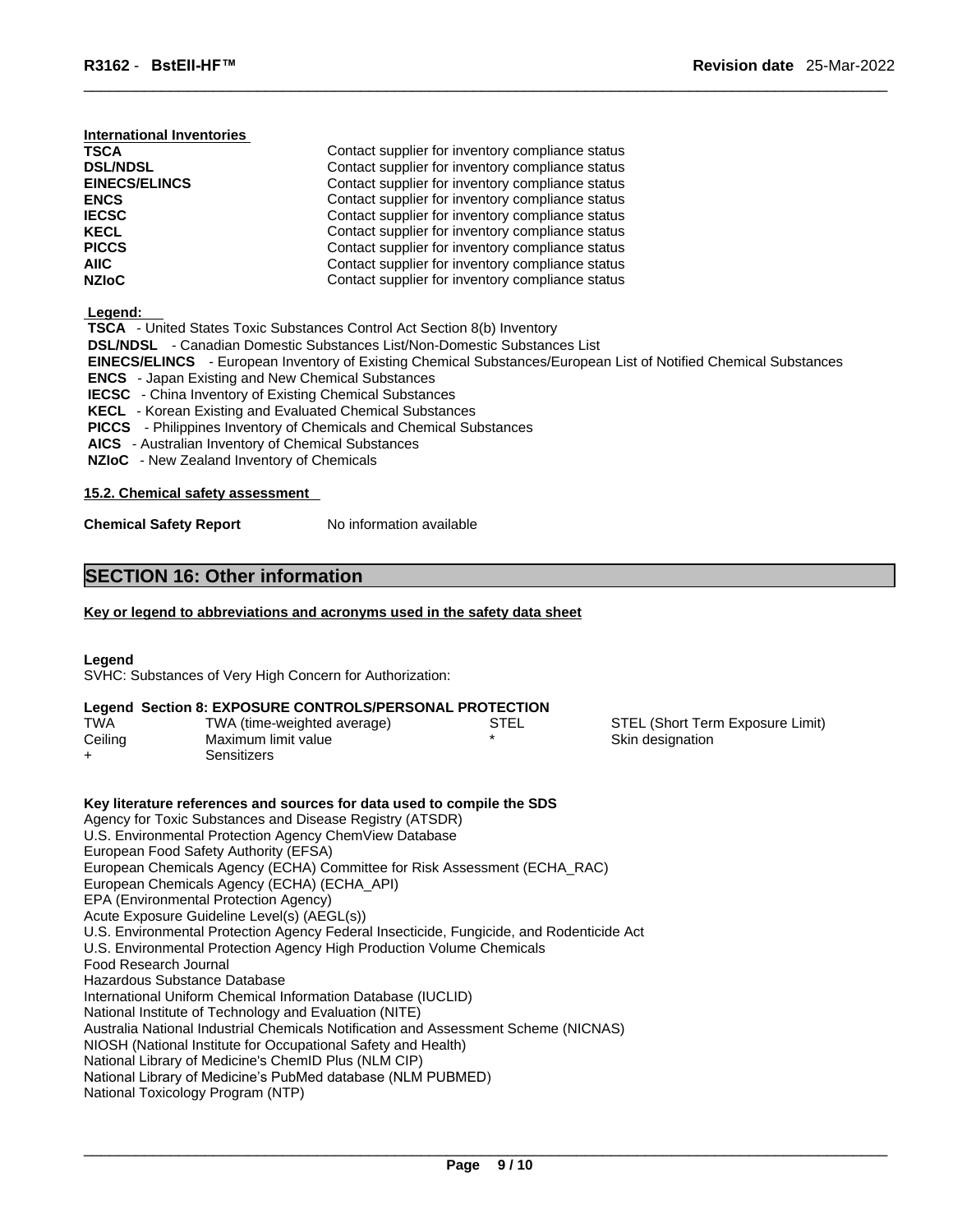**International Inventories**

| | |
|---|---|
| **TSCA** | Contact supplier for inventory compliance status |
| **DSL/NDSL** | Contact supplier for inventory compliance status |
| **EINECS/ELINCS** | Contact supplier for inventory compliance status |
| **ENCS** | Contact supplier for inventory compliance status |
| **IECSC** | Contact supplier for inventory compliance status |
| **KECL** | Contact supplier for inventory compliance status |
| **PICCS** | Contact supplier for inventory compliance status |
| **AIIC** | Contact supplier for inventory compliance status |
| **NZIoC** | Contact supplier for inventory compliance status |

**Legend:**

**TSCA** - United States Toxic Substances Control Act Section 8(b) Inventory
**DSL/NDSL** - Canadian Domestic Substances List/Non-Domestic Substances List
**EINECS/ELINCS** - European Inventory of Existing Chemical Substances/European List of Notified Chemical Substances
**ENCS** - Japan Existing and New Chemical Substances
**IECSC** - China Inventory of Existing Chemical Substances
**KECL** - Korean Existing and Evaluated Chemical Substances
**PICCS** - Philippines Inventory of Chemicals and Chemical Substances
**AICS** - Australian Inventory of Chemical Substances
**NZIoC** - New Zealand Inventory of Chemicals

**15.2. Chemical safety assessment**

**Chemical Safety Report** No information available

## SECTION 16: Other information

**Key or legend to abbreviations and acronyms used in the safety data sheet**

**Legend**
SVHC: Substances of Very High Concern for Authorization:

**Legend Section 8: EXPOSURE CONTROLS/PERSONAL PROTECTION**

| | | | |
|---|---|---|---|
| TWA | TWA (time-weighted average) | STEL | STEL (Short Term Exposure Limit) |
| Ceiling | Maximum limit value | * | Skin designation |
| + | Sensitizers | | |

**Key literature references and sources for data used to compile the SDS**
Agency for Toxic Substances and Disease Registry (ATSDR)
U.S. Environmental Protection Agency ChemView Database
European Food Safety Authority (EFSA)
European Chemicals Agency (ECHA) Committee for Risk Assessment (ECHA_RAC)
European Chemicals Agency (ECHA) (ECHA_API)
EPA (Environmental Protection Agency)
Acute Exposure Guideline Level(s) (AEGL(s))
U.S. Environmental Protection Agency Federal Insecticide, Fungicide, and Rodenticide Act
U.S. Environmental Protection Agency High Production Volume Chemicals
Food Research Journal
Hazardous Substance Database
International Uniform Chemical Information Database (IUCLID)
National Institute of Technology and Evaluation (NITE)
Australia National Industrial Chemicals Notification and Assessment Scheme (NICNAS)
NIOSH (National Institute for Occupational Safety and Health)
National Library of Medicine's ChemID Plus (NLM CIP)
National Library of Medicine's PubMed database (NLM PUBMED)
National Toxicology Program (NTP)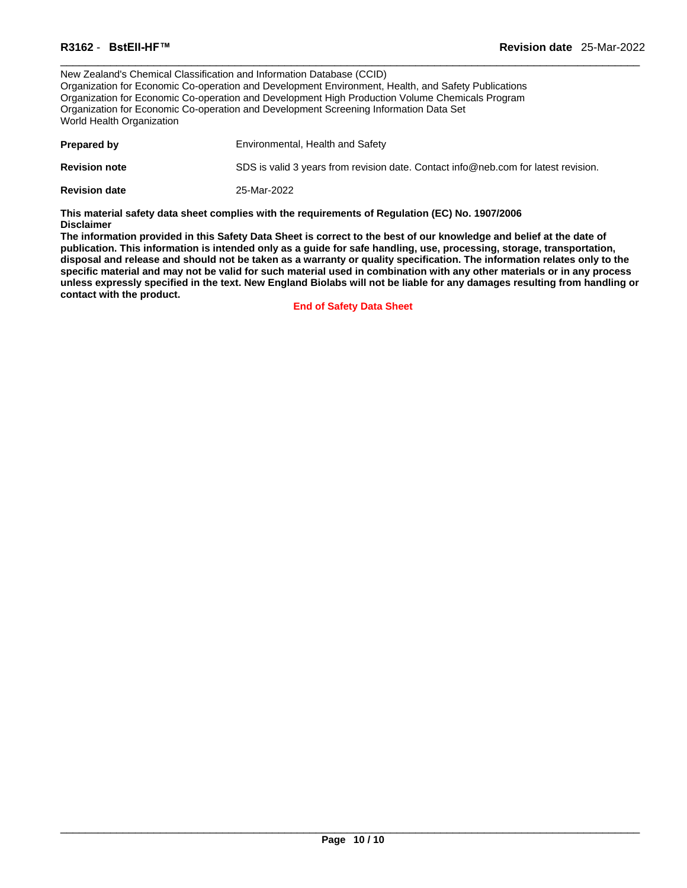New Zealand's Chemical Classification and Information Database (CCID)
Organization for Economic Co-operation and Development Environment, Health, and Safety Publications
Organization for Economic Co-operation and Development High Production Volume Chemicals Program
Organization for Economic Co-operation and Development Screening Information Data Set
World Health Organization

| | |
|---|---|
| **Prepared by** | Environmental, Health and Safety |
| **Revision note** | SDS is valid 3 years from revision date. Contact info@neb.com for latest revision. |
| **Revision date** | 25-Mar-2022 |

**This material safety data sheet complies with the requirements of Regulation (EC) No. 1907/2006**
**Disclaimer**
**The information provided in this Safety Data Sheet is correct to the best of our knowledge and belief at the date of publication. This information is intended only as a guide for safe handling, use, processing, storage, transportation, disposal and release and should not be taken as a warranty or quality specification. The information relates only to the specific material and may not be valid for such material used in combination with any other materials or in any process unless expressly specified in the text. New England Biolabs will not be liable for any damages resulting from handling or contact with the product.**

**End of Safety Data Sheet**